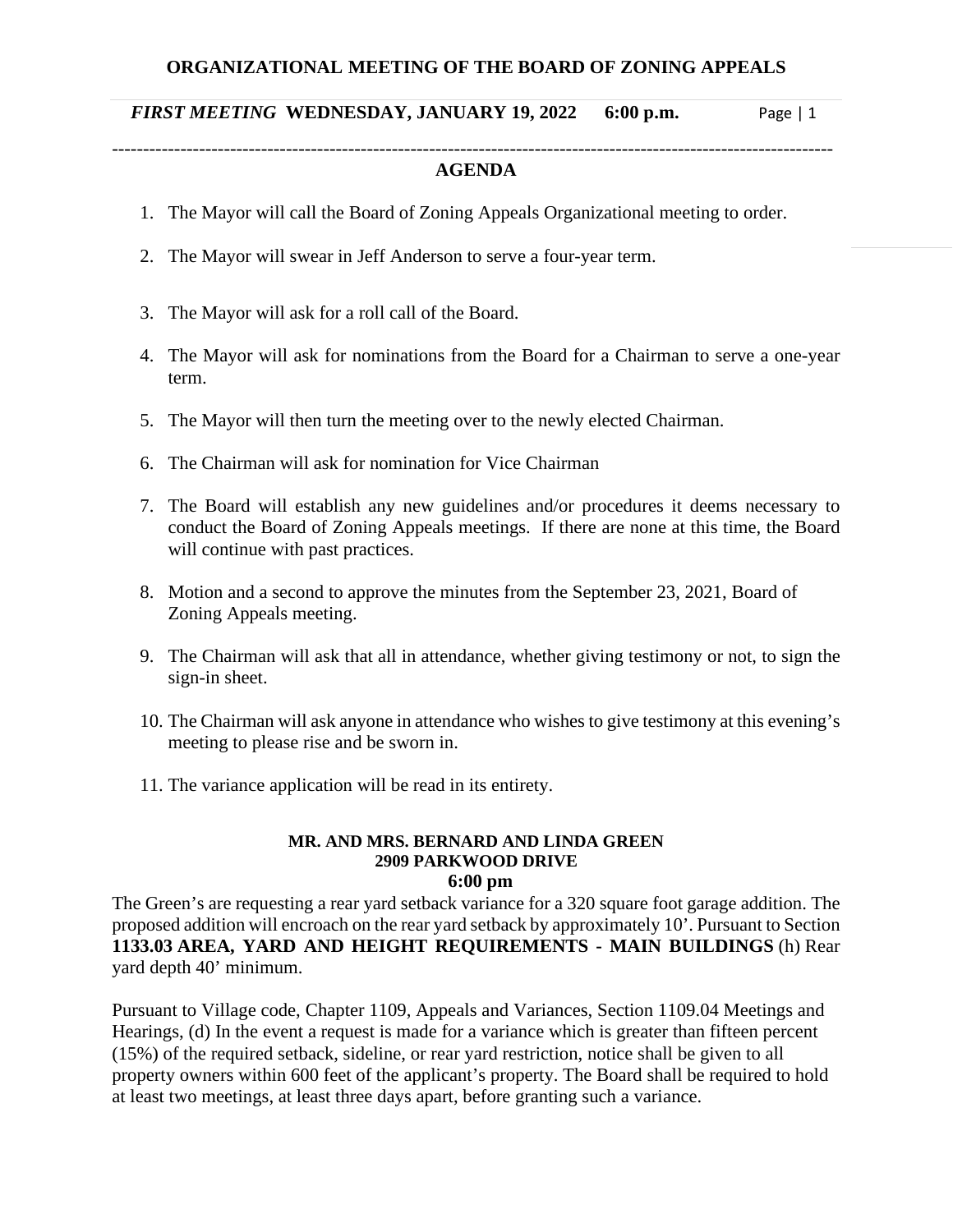# ORGANIZATIONAL MEETING OF THE BOARD OF ZONING APPEALS

***FIRST MEETING*** **WEDNESDAY, JANUARY 19, 2022 6:00 p.m.**

---

## AGENDA

1. The Mayor will call the Board of Zoning Appeals Organizational meeting to order.
2. The Mayor will swear in Jeff Anderson to serve a four-year term.
3. The Mayor will ask for a roll call of the Board.
4. The Mayor will ask for nominations from the Board for a Chairman to serve a one-year term.
5. The Mayor will then turn the meeting over to the newly elected Chairman.
6. The Chairman will ask for nomination for Vice Chairman
7. The Board will establish any new guidelines and/or procedures it deems necessary to conduct the Board of Zoning Appeals meetings. If there are none at this time, the Board will continue with past practices.
8. Motion and a second to approve the minutes from the September 23, 2021, Board of Zoning Appeals meeting.
9. The Chairman will ask that all in attendance, whether giving testimony or not, to sign the sign-in sheet.
10. The Chairman will ask anyone in attendance who wishes to give testimony at this evening's meeting to please rise and be sworn in.
11. The variance application will be read in its entirety.

**MR. AND MRS. BERNARD AND LINDA GREEN**
**2909 PARKWOOD DRIVE**
**6:00 pm**

The Green's are requesting a rear yard setback variance for a 320 square foot garage addition. The proposed addition will encroach on the rear yard setback by approximately 10'. Pursuant to Section **1133.03 AREA, YARD AND HEIGHT REQUIREMENTS - MAIN BUILDINGS** (h) Rear yard depth 40' minimum.

Pursuant to Village code, Chapter 1109, Appeals and Variances, Section 1109.04 Meetings and Hearings, (d) In the event a request is made for a variance which is greater than fifteen percent (15%) of the required setback, sideline, or rear yard restriction, notice shall be given to all property owners within 600 feet of the applicant's property. The Board shall be required to hold at least two meetings, at least three days apart, before granting such a variance.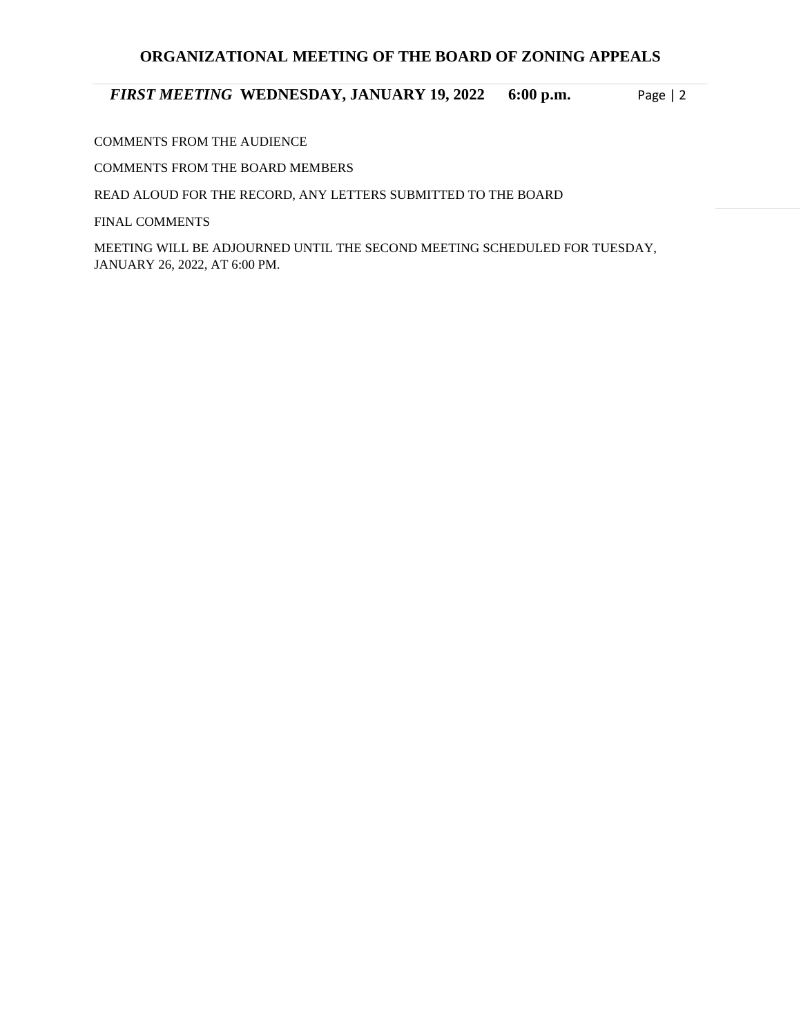COMMENTS FROM THE AUDIENCE

COMMENTS FROM THE BOARD MEMBERS

READ ALOUD FOR THE RECORD, ANY LETTERS SUBMITTED TO THE BOARD

FINAL COMMENTS

MEETING WILL BE ADJOURNED UNTIL THE SECOND MEETING SCHEDULED FOR TUESDAY, JANUARY 26, 2022, AT 6:00 PM.